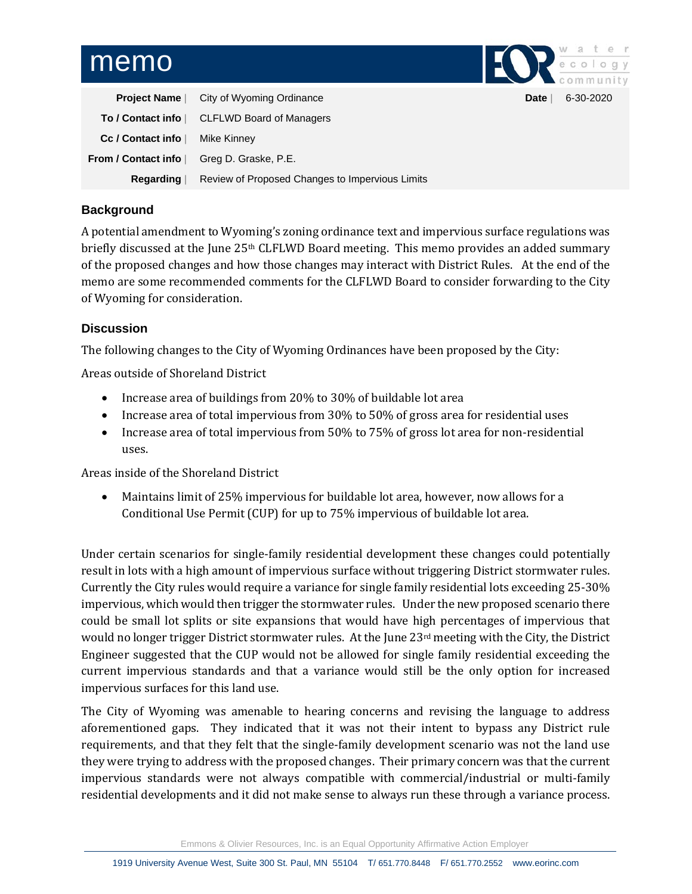# memo

| | | | |
|---|---|---|---|
| **Project Name** | City of Wyoming Ordinance | **Date** | 6-30-2020 |
| **To / Contact info** | CLFLWD Board of Managers | | |
| **Cc / Contact info** | Mike Kinney | | |
| **From / Contact info** | Greg D. Graske, P.E. | | |
| **Regarding** | Review of Proposed Changes to Impervious Limits | | |

## Background

A potential amendment to Wyoming's zoning ordinance text and impervious surface regulations was briefly discussed at the June 25th CLFLWD Board meeting. This memo provides an added summary of the proposed changes and how those changes may interact with District Rules. At the end of the memo are some recommended comments for the CLFLWD Board to consider forwarding to the City of Wyoming for consideration.

## Discussion

The following changes to the City of Wyoming Ordinances have been proposed by the City:

Areas outside of Shoreland District

- Increase area of buildings from 20% to 30% of buildable lot area
- Increase area of total impervious from 30% to 50% of gross area for residential uses
- Increase area of total impervious from 50% to 75% of gross lot area for non-residential uses.

Areas inside of the Shoreland District

- Maintains limit of 25% impervious for buildable lot area, however, now allows for a Conditional Use Permit (CUP) for up to 75% impervious of buildable lot area.

Under certain scenarios for single-family residential development these changes could potentially result in lots with a high amount of impervious surface without triggering District stormwater rules. Currently the City rules would require a variance for single family residential lots exceeding 25-30% impervious, which would then trigger the stormwater rules. Under the new proposed scenario there could be small lot splits or site expansions that would have high percentages of impervious that would no longer trigger District stormwater rules. At the June 23rd meeting with the City, the District Engineer suggested that the CUP would not be allowed for single family residential exceeding the current impervious standards and that a variance would still be the only option for increased impervious surfaces for this land use.

The City of Wyoming was amenable to hearing concerns and revising the language to address aforementioned gaps. They indicated that it was not their intent to bypass any District rule requirements, and that they felt that the single-family development scenario was not the land use they were trying to address with the proposed changes. Their primary concern was that the current impervious standards were not always compatible with commercial/industrial or multi-family residential developments and it did not make sense to always run these through a variance process.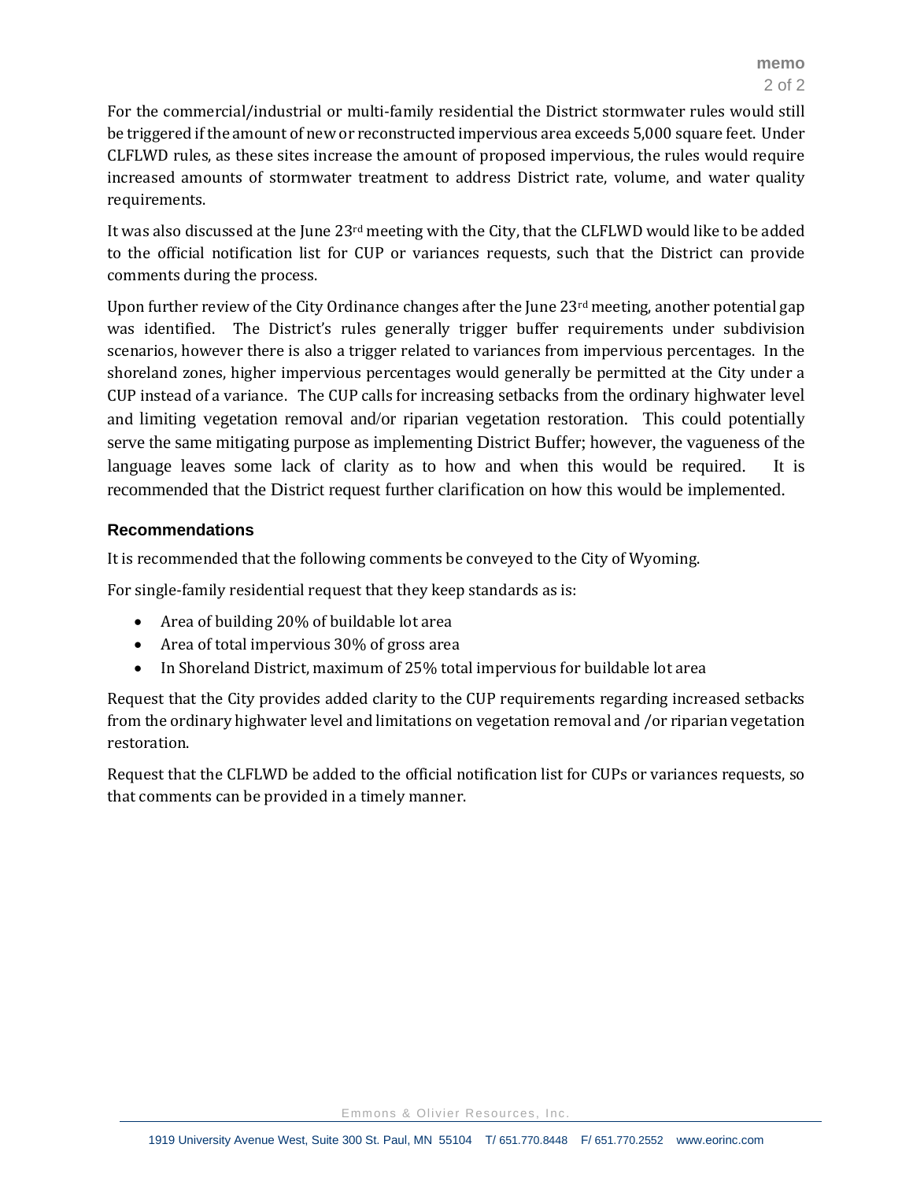For the commercial/industrial or multi-family residential the District stormwater rules would still be triggered if the amount of new or reconstructed impervious area exceeds 5,000 square feet. Under CLFLWD rules, as these sites increase the amount of proposed impervious, the rules would require increased amounts of stormwater treatment to address District rate, volume, and water quality requirements.

It was also discussed at the June 23rd meeting with the City, that the CLFLWD would like to be added to the official notification list for CUP or variances requests, such that the District can provide comments during the process.

Upon further review of the City Ordinance changes after the June 23rd meeting, another potential gap was identified. The District's rules generally trigger buffer requirements under subdivision scenarios, however there is also a trigger related to variances from impervious percentages. In the shoreland zones, higher impervious percentages would generally be permitted at the City under a CUP instead of a variance. The CUP calls for increasing setbacks from the ordinary highwater level and limiting vegetation removal and/or riparian vegetation restoration. This could potentially serve the same mitigating purpose as implementing District Buffer; however, the vagueness of the language leaves some lack of clarity as to how and when this would be required. It is recommended that the District request further clarification on how this would be implemented.

### Recommendations

It is recommended that the following comments be conveyed to the City of Wyoming.

For single-family residential request that they keep standards as is:

- Area of building 20% of buildable lot area
- Area of total impervious 30% of gross area
- In Shoreland District, maximum of 25% total impervious for buildable lot area

Request that the City provides added clarity to the CUP requirements regarding increased setbacks from the ordinary highwater level and limitations on vegetation removal and /or riparian vegetation restoration.

Request that the CLFLWD be added to the official notification list for CUPs or variances requests, so that comments can be provided in a timely manner.